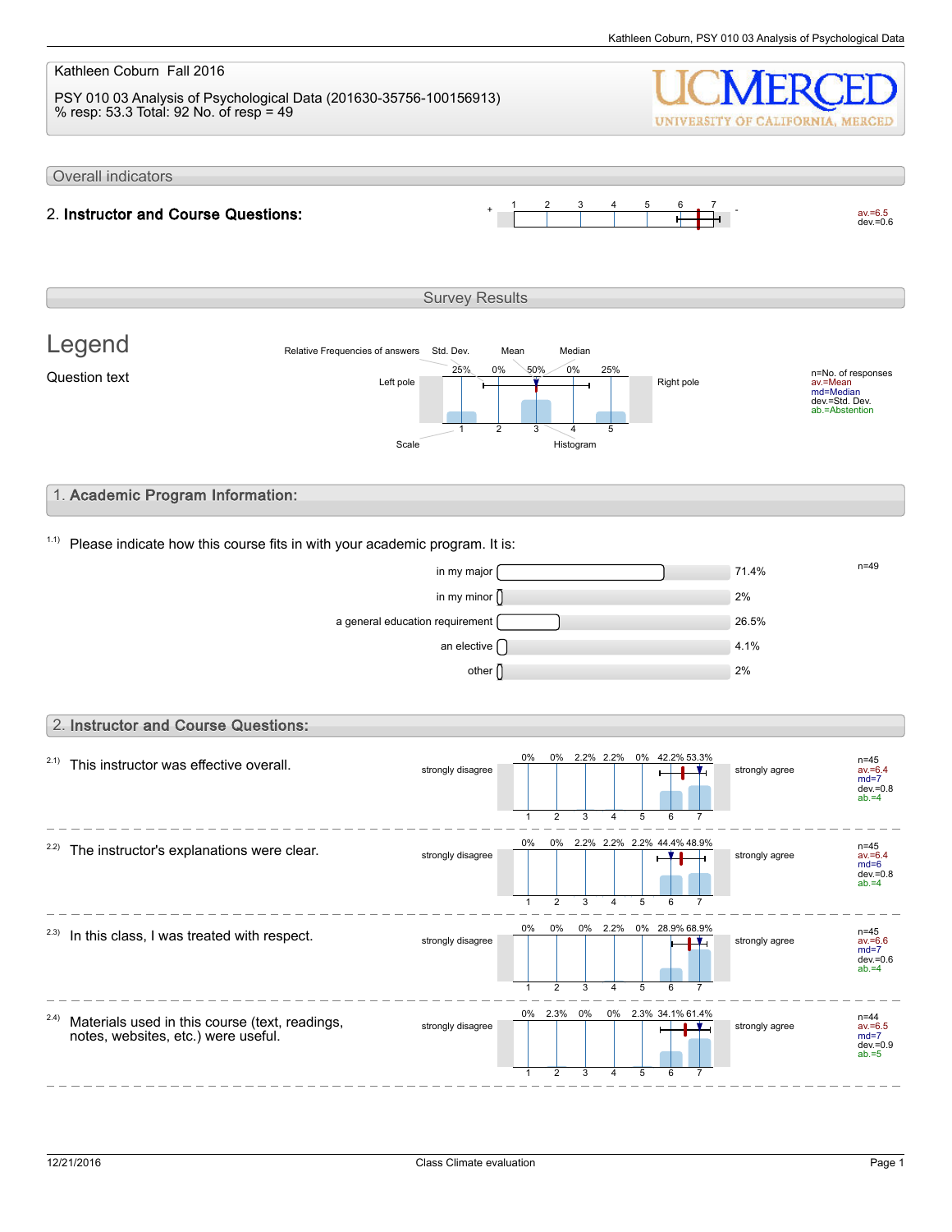Kathleen Coburn Fall 2016

PSY 010 03 Analysis of Psychological Data (201630-35756-100156913)
% resp: 53.3 Total: 92 No. of resp = 49

UCMERCED
UNIVERSITY OF CALIFORNIA, MERCED

## Overall indicators

**2. Instructor and Course Questions:** av.=6.5 dev.=0.6

## Survey Results

### Legend

Question text

Relative Frequencies of answers, Std. Dev., Mean, Median, Left pole, Right pole, Scale, Histogram

n=No. of responses
av.=Mean
md=Median
dev.=Std. Dev.
ab.=Abstention

## 1. Academic Program Information:

1.1) Please indicate how this course fits in with your academic program. It is:

n=49

| Option | % |
|---|---|
| in my major | 71.4% |
| in my minor | 2% |
| a general education requirement | 26.5% |
| an elective | 4.1% |
| other | 2% |

## 2. Instructor and Course Questions:

Scale: 1 = strongly disagree, 7 = strongly agree

| Question | 1 | 2 | 3 | 4 | 5 | 6 | 7 | n | av. | md | dev. | ab. |
|---|---|---|---|---|---|---|---|---|---|---|---|---|
| 2.1) This instructor was effective overall. | 0% | 0% | 2.2% | 2.2% | 0% | 42.2% | 53.3% | 45 | 6.4 | 7 | 0.8 | 4 |
| 2.2) The instructor's explanations were clear. | 0% | 0% | 2.2% | 2.2% | 2.2% | 44.4% | 48.9% | 45 | 6.4 | 6 | 0.8 | 4 |
| 2.3) In this class, I was treated with respect. | 0% | 0% | 0% | 2.2% | 0% | 28.9% | 68.9% | 45 | 6.6 | 7 | 0.6 | 4 |
| 2.4) Materials used in this course (text, readings, notes, websites, etc.) were useful. | 0% | 2.3% | 0% | 0% | 2.3% | 34.1% | 61.4% | 44 | 6.5 | 7 | 0.9 | 5 |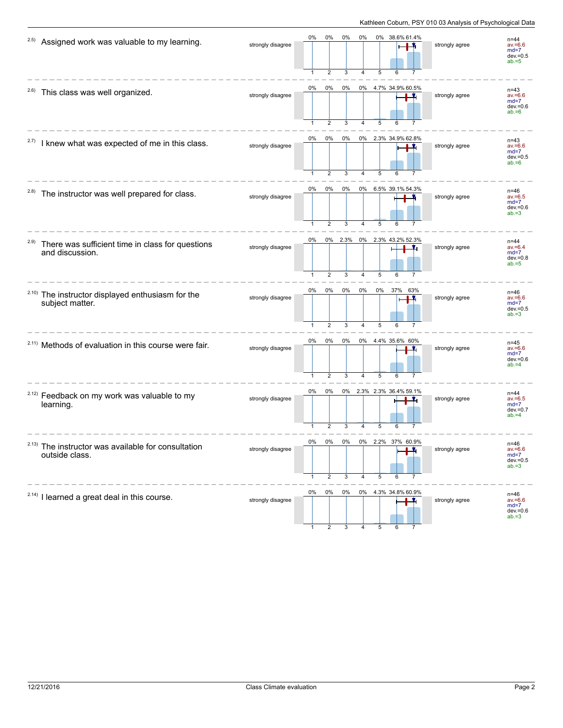| Item | Left anchor | 1 | 2 | 3 | 4 | 5 | 6 | 7 | Right anchor | Statistics |
|---|---|---|---|---|---|---|---|---|---|---|
| 2.5) Assigned work was valuable to my learning. | strongly disagree | 0% | 0% | 0% | 0% | 0% | 38.6% | 61.4% | strongly agree | n=44, av.=6.6, md=7, dev.=0.5, ab.=5 |
| 2.6) This class was well organized. | strongly disagree | 0% | 0% | 0% | 0% | 4.7% | 34.9% | 60.5% | strongly agree | n=43, av.=6.6, md=7, dev.=0.6, ab.=6 |
| 2.7) I knew what was expected of me in this class. | strongly disagree | 0% | 0% | 0% | 0% | 2.3% | 34.9% | 62.8% | strongly agree | n=43, av.=6.6, md=7, dev.=0.5, ab.=6 |
| 2.8) The instructor was well prepared for class. | strongly disagree | 0% | 0% | 0% | 0% | 6.5% | 39.1% | 54.3% | strongly agree | n=46, av.=6.5, md=7, dev.=0.6, ab.=3 |
| 2.9) There was sufficient time in class for questions and discussion. | strongly disagree | 0% | 0% | 2.3% | 0% | 2.3% | 43.2% | 52.3% | strongly agree | n=44, av.=6.4, md=7, dev.=0.8, ab.=5 |
| 2.10) The instructor displayed enthusiasm for the subject matter. | strongly disagree | 0% | 0% | 0% | 0% | 0% | 37% | 63% | strongly agree | n=46, av.=6.6, md=7, dev.=0.5, ab.=3 |
| 2.11) Methods of evaluation in this course were fair. | strongly disagree | 0% | 0% | 0% | 0% | 4.4% | 35.6% | 60% | strongly agree | n=45, av.=6.6, md=7, dev.=0.6, ab.=4 |
| 2.12) Feedback on my work was valuable to my learning. | strongly disagree | 0% | 0% | 0% | 2.3% | 2.3% | 36.4% | 59.1% | strongly agree | n=44, av.=6.5, md=7, dev.=0.7, ab.=4 |
| 2.13) The instructor was available for consultation outside class. | strongly disagree | 0% | 0% | 0% | 0% | 2.2% | 37% | 60.9% | strongly agree | n=46, av.=6.6, md=7, dev.=0.5, ab.=3 |
| 2.14) I learned a great deal in this course. | strongly disagree | 0% | 0% | 0% | 0% | 4.3% | 34.8% | 60.9% | strongly agree | n=46, av.=6.6, md=7, dev.=0.6, ab.=3 |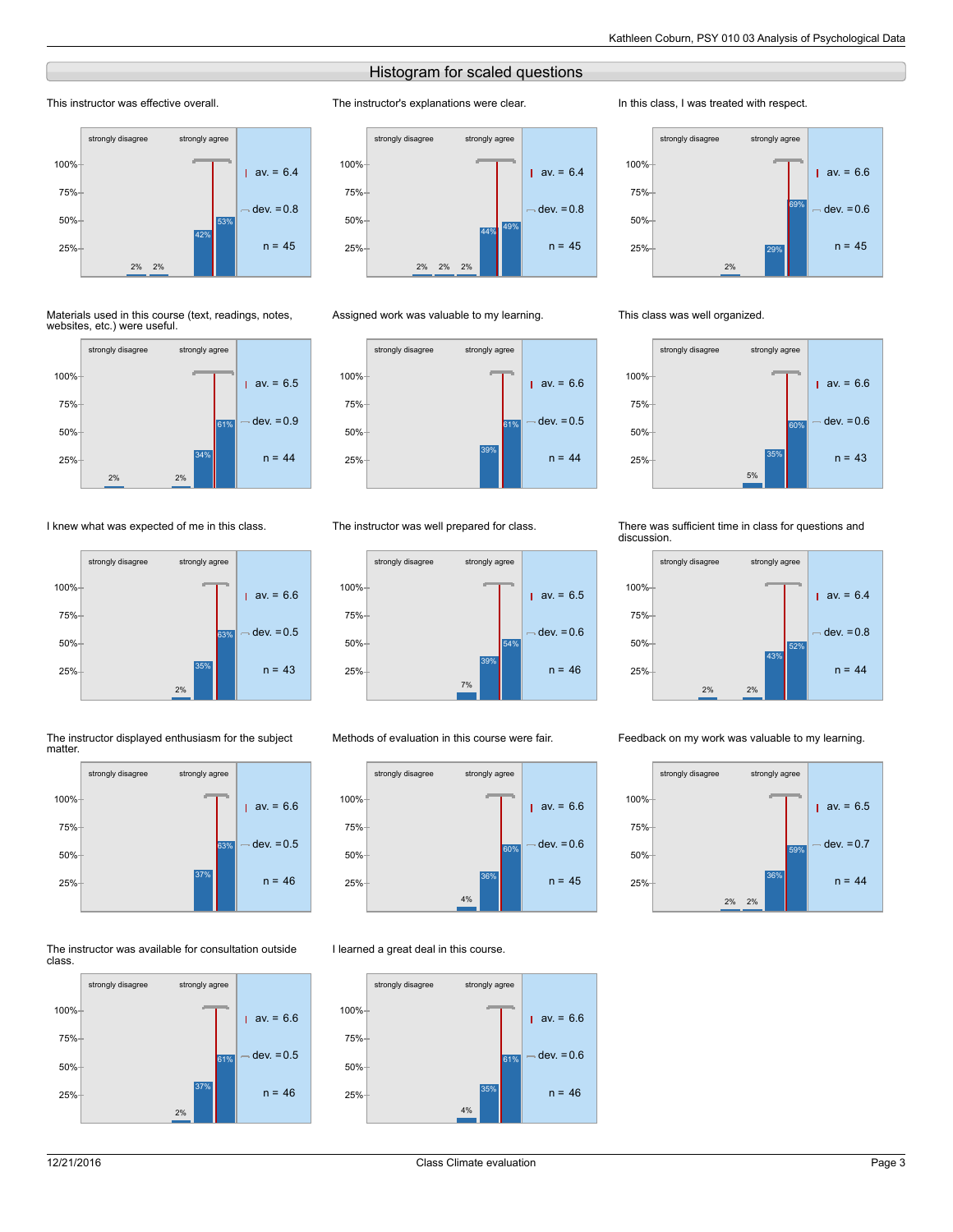## Histogram for scaled questions

**This instructor was effective overall.**

| strongly disagree | | | | | | strongly agree |
|---|---|---|---|---|---|---|
| | | 2% | 2% | | 42% | 53% |

av. = 6.4, dev. = 0.8, n = 45

**The instructor's explanations were clear.**

| strongly disagree | | | | | | strongly agree |
|---|---|---|---|---|---|---|
| | | 2% | 2% | 2% | 44% | 49% |

av. = 6.4, dev. = 0.8, n = 45

**In this class, I was treated with respect.**

| strongly disagree | | | | | | strongly agree |
|---|---|---|---|---|---|---|
| | | | 2% | | 29% | 69% |

av. = 6.6, dev. = 0.6, n = 45

**Materials used in this course (text, readings, notes, websites, etc.) were useful.**

| strongly disagree | | | | | | strongly agree |
|---|---|---|---|---|---|---|
| | 2% | | | 2% | 34% | 61% |

av. = 6.5, dev. = 0.9, n = 44

**Assigned work was valuable to my learning.**

| strongly disagree | | | | | | strongly agree |
|---|---|---|---|---|---|---|
| | | | | | 39% | 61% |

av. = 6.6, dev. = 0.5, n = 44

**This class was well organized.**

| strongly disagree | | | | | | strongly agree |
|---|---|---|---|---|---|---|
| | | | | 5% | 35% | 60% |

av. = 6.6, dev. = 0.6, n = 43

**I knew what was expected of me in this class.**

| strongly disagree | | | | | | strongly agree |
|---|---|---|---|---|---|---|
| | | | | 2% | 35% | 63% |

av. = 6.6, dev. = 0.5, n = 43

**The instructor was well prepared for class.**

| strongly disagree | | | | | | strongly agree |
|---|---|---|---|---|---|---|
| | | | | 7% | 39% | 54% |

av. = 6.5, dev. = 0.6, n = 46

**There was sufficient time in class for questions and discussion.**

| strongly disagree | | | | | | strongly agree |
|---|---|---|---|---|---|---|
| | | 2% | | 2% | 43% | 52% |

av. = 6.4, dev. = 0.8, n = 44

**The instructor displayed enthusiasm for the subject matter.**

| strongly disagree | | | | | | strongly agree |
|---|---|---|---|---|---|---|
| | | | | | 37% | 63% |

av. = 6.6, dev. = 0.5, n = 46

**Methods of evaluation in this course were fair.**

| strongly disagree | | | | | | strongly agree |
|---|---|---|---|---|---|---|
| | | | | 4% | 36% | 60% |

av. = 6.6, dev. = 0.6, n = 45

**Feedback on my work was valuable to my learning.**

| strongly disagree | | | | | | strongly agree |
|---|---|---|---|---|---|---|
| | | | 2% | 2% | 36% | 59% |

av. = 6.5, dev. = 0.7, n = 44

**The instructor was available for consultation outside class.**

| strongly disagree | | | | | | strongly agree |
|---|---|---|---|---|---|---|
| | | | | 2% | 37% | 61% |

av. = 6.6, dev. = 0.5, n = 46

**I learned a great deal in this course.**

| strongly disagree | | | | | | strongly agree |
|---|---|---|---|---|---|---|
| | | | | 4% | 35% | 61% |

av. = 6.6, dev. = 0.6, n = 46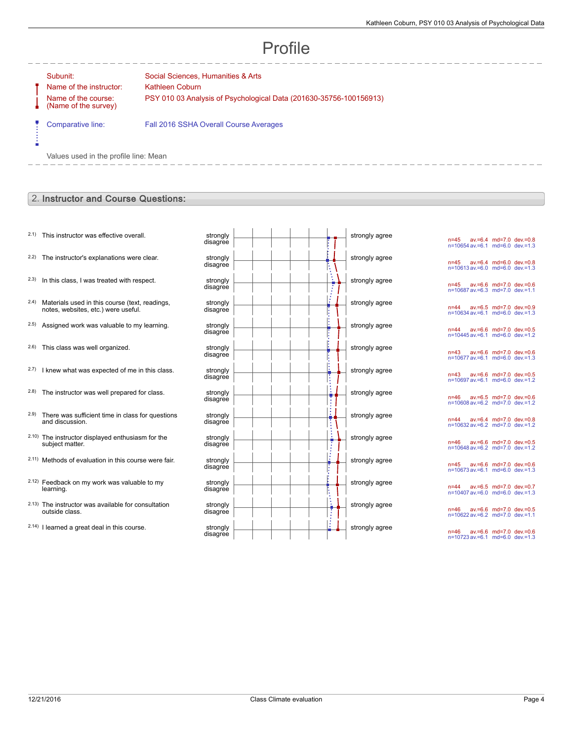# Profile

| | |
|---|---|
| Subunit: | Social Sciences, Humanities & Arts |
| Name of the instructor: | Kathleen Coburn |
| Name of the course: (Name of the survey) | PSY 010 03 Analysis of Psychological Data (201630-35756-100156913) |
| Comparative line: | Fall 2016 SSHA Overall Course Averages |

Values used in the profile line: Mean

## 2. Instructor and Course Questions:

| | Question | Left pole | Right pole | Course | Comparative |
|---|---|---|---|---|---|
| 2.1) | This instructor was effective overall. | strongly disagree | strongly agree | n=45 av.=6.4 md=7.0 dev.=0.8 | n=10654 av.=6.1 md=6.0 dev.=1.3 |
| 2.2) | The instructor's explanations were clear. | strongly disagree | strongly agree | n=45 av.=6.4 md=6.0 dev.=0.8 | n=10613 av.=6.0 md=6.0 dev.=1.3 |
| 2.3) | In this class, I was treated with respect. | strongly disagree | strongly agree | n=45 av.=6.6 md=7.0 dev.=0.6 | n=10687 av.=6.3 md=7.0 dev.=1.1 |
| 2.4) | Materials used in this course (text, readings, notes, websites, etc.) were useful. | strongly disagree | strongly agree | n=44 av.=6.5 md=7.0 dev.=0.9 | n=10634 av.=6.1 md=6.0 dev.=1.3 |
| 2.5) | Assigned work was valuable to my learning. | strongly disagree | strongly agree | n=44 av.=6.6 md=7.0 dev.=0.5 | n=10445 av.=6.1 md=6.0 dev.=1.2 |
| 2.6) | This class was well organized. | strongly disagree | strongly agree | n=43 av.=6.6 md=7.0 dev.=0.6 | n=10677 av.=6.1 md=6.0 dev.=1.3 |
| 2.7) | I knew what was expected of me in this class. | strongly disagree | strongly agree | n=43 av.=6.6 md=7.0 dev.=0.5 | n=10697 av.=6.1 md=6.0 dev.=1.2 |
| 2.8) | The instructor was well prepared for class. | strongly disagree | strongly agree | n=46 av.=6.5 md=7.0 dev.=0.6 | n=10608 av.=6.2 md=7.0 dev.=1.2 |
| 2.9) | There was sufficient time in class for questions and discussion. | strongly disagree | strongly agree | n=44 av.=6.4 md=7.0 dev.=0.8 | n=10632 av.=6.2 md=7.0 dev.=1.2 |
| 2.10) | The instructor displayed enthusiasm for the subject matter. | strongly disagree | strongly agree | n=46 av.=6.6 md=7.0 dev.=0.5 | n=10648 av.=6.2 md=7.0 dev.=1.2 |
| 2.11) | Methods of evaluation in this course were fair. | strongly disagree | strongly agree | n=45 av.=6.6 md=7.0 dev.=0.6 | n=10673 av.=6.1 md=6.0 dev.=1.3 |
| 2.12) | Feedback on my work was valuable to my learning. | strongly disagree | strongly agree | n=44 av.=6.5 md=7.0 dev.=0.7 | n=10407 av.=6.0 md=6.0 dev.=1.3 |
| 2.13) | The instructor was available for consultation outside class. | strongly disagree | strongly agree | n=46 av.=6.6 md=7.0 dev.=0.5 | n=10622 av.=6.2 md=7.0 dev.=1.1 |
| 2.14) | I learned a great deal in this course. | strongly disagree | strongly agree | n=46 av.=6.6 md=7.0 dev.=0.6 | n=10723 av.=6.1 md=6.0 dev.=1.3 |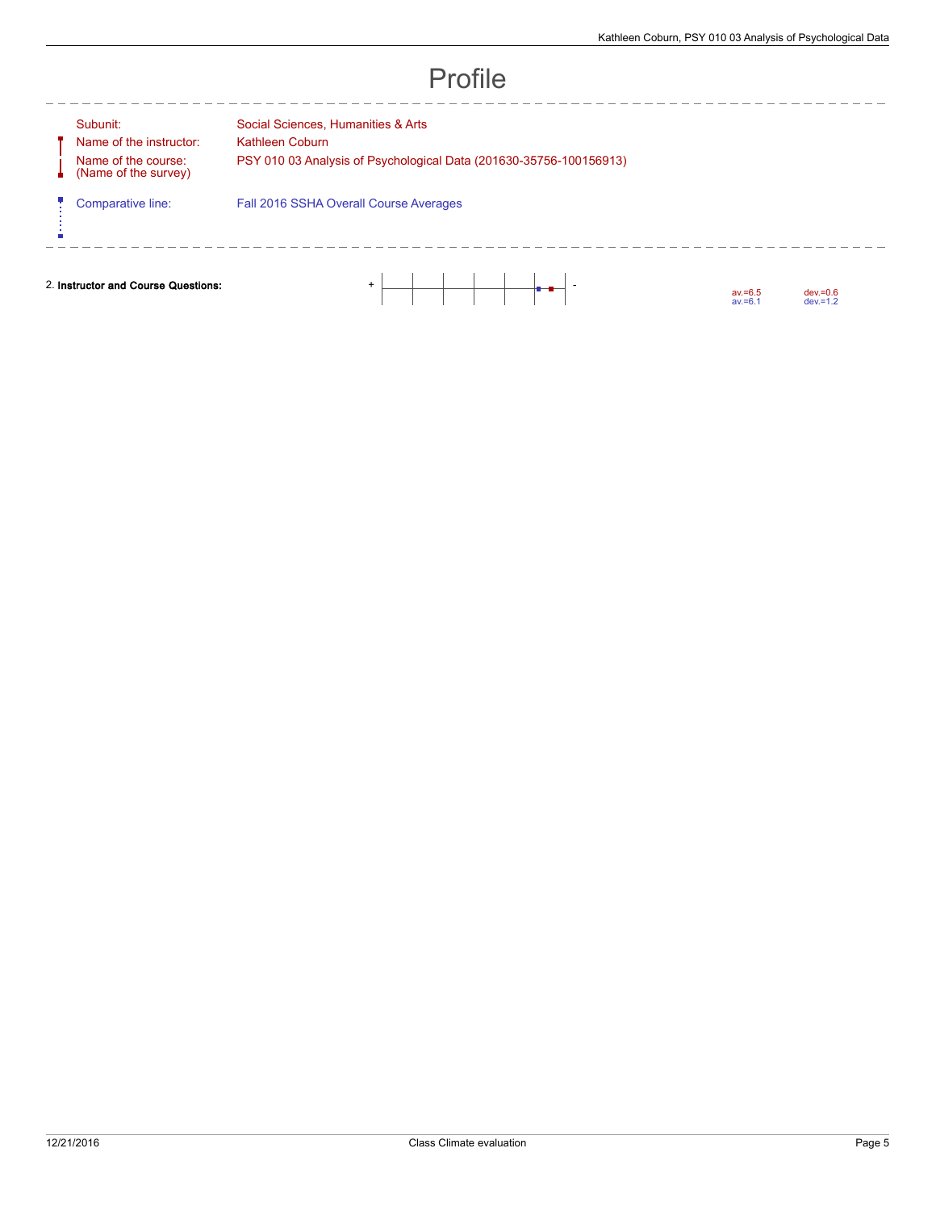# Profile

| | |
|---|---|
| Subunit: | Social Sciences, Humanities & Arts |
| Name of the instructor: | Kathleen Coburn |
| Name of the course: (Name of the survey) | PSY 010 03 Analysis of Psychological Data (201630-35756-100156913) |
| Comparative line: | Fall 2016 SSHA Overall Course Averages |

| | | | |
|---|---|---|---|
| 2. **Instructor and Course Questions:** | + - | av.=6.5<br>av.=6.1 | dev.=0.6<br>dev.=1.2 |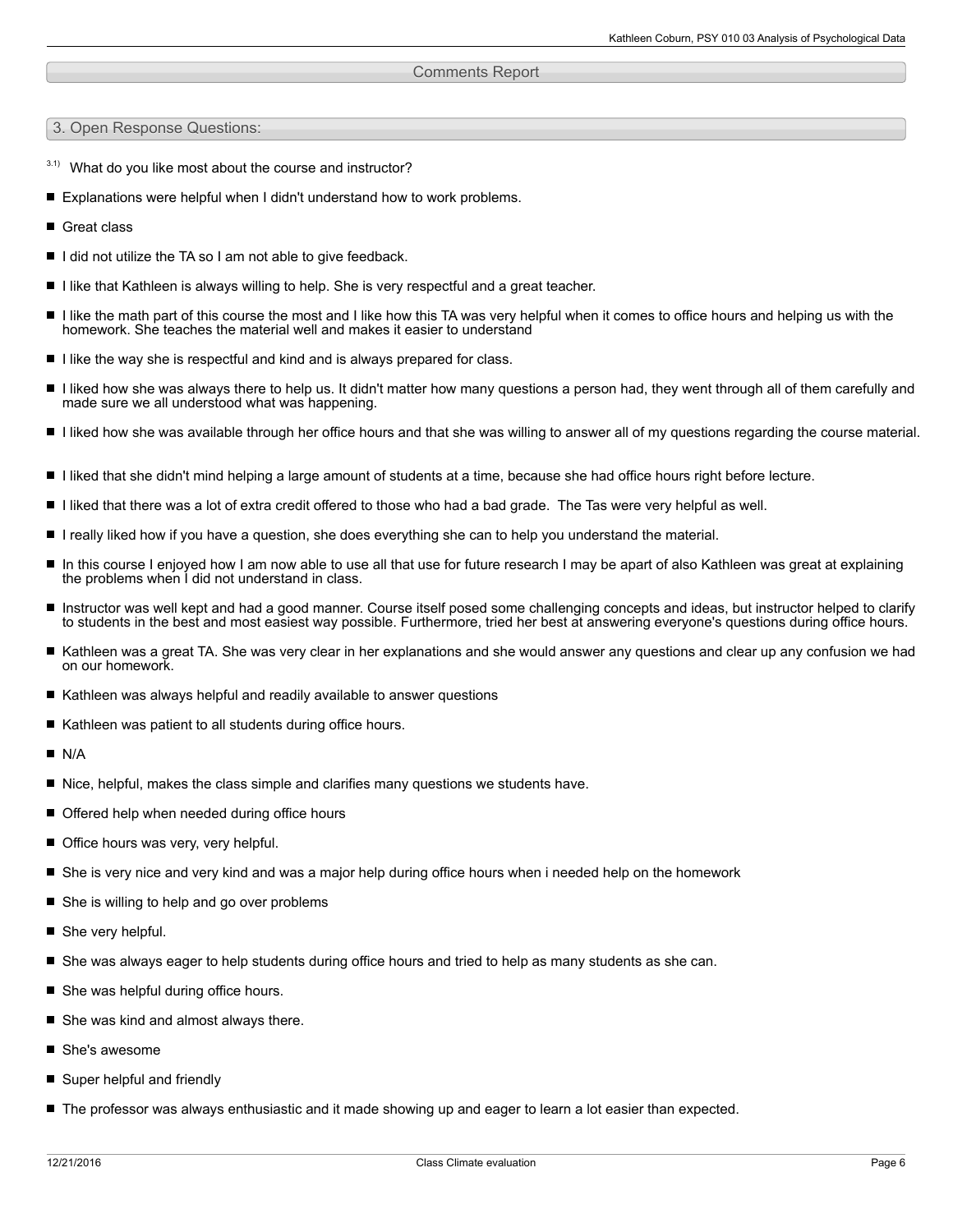## Comments Report

### 3. Open Response Questions:

3.1) What do you like most about the course and instructor?

- Explanations were helpful when I didn't understand how to work problems.
- Great class
- I did not utilize the TA so I am not able to give feedback.
- I like that Kathleen is always willing to help. She is very respectful and a great teacher.
- I like the math part of this course the most and I like how this TA was very helpful when it comes to office hours and helping us with the homework. She teaches the material well and makes it easier to understand
- I like the way she is respectful and kind and is always prepared for class.
- I liked how she was always there to help us. It didn't matter how many questions a person had, they went through all of them carefully and made sure we all understood what was happening.
- I liked how she was available through her office hours and that she was willing to answer all of my questions regarding the course material.
- I liked that she didn't mind helping a large amount of students at a time, because she had office hours right before lecture.
- I liked that there was a lot of extra credit offered to those who had a bad grade. The Tas were very helpful as well.
- I really liked how if you have a question, she does everything she can to help you understand the material.
- In this course I enjoyed how I am now able to use all that use for future research I may be apart of also Kathleen was great at explaining the problems when I did not understand in class.
- Instructor was well kept and had a good manner. Course itself posed some challenging concepts and ideas, but instructor helped to clarify to students in the best and most easiest way possible. Furthermore, tried her best at answering everyone's questions during office hours.
- Kathleen was a great TA. She was very clear in her explanations and she would answer any questions and clear up any confusion we had on our homework.
- Kathleen was always helpful and readily available to answer questions
- Kathleen was patient to all students during office hours.
- N/A
- Nice, helpful, makes the class simple and clarifies many questions we students have.
- Offered help when needed during office hours
- Office hours was very, very helpful.
- She is very nice and very kind and was a major help during office hours when i needed help on the homework
- She is willing to help and go over problems
- She very helpful.
- She was always eager to help students during office hours and tried to help as many students as she can.
- She was helpful during office hours.
- She was kind and almost always there.
- She's awesome
- Super helpful and friendly
- The professor was always enthusiastic and it made showing up and eager to learn a lot easier than expected.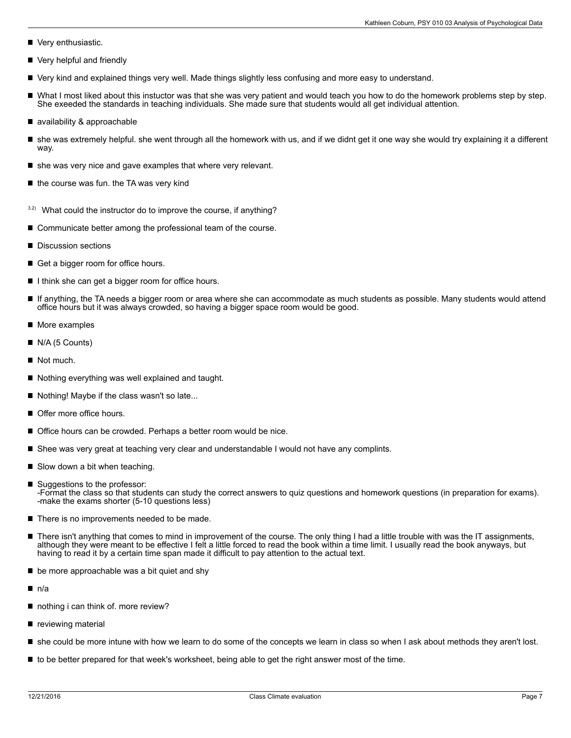- Very enthusiastic.
- Very helpful and friendly
- Very kind and explained things very well. Made things slightly less confusing and more easy to understand.
- What I most liked about this instuctor was that she was very patient and would teach you how to do the homework problems step by step. She exeeded the standards in teaching individuals. She made sure that students would all get individual attention.
- availability & approachable
- she was extremely helpful. she went through all the homework with us, and if we didnt get it one way she would try explaining it a different way.
- she was very nice and gave examples that where very relevant.
- the course was fun. the TA was very kind

3.2) What could the instructor do to improve the course, if anything?

- Communicate better among the professional team of the course.
- Discussion sections
- Get a bigger room for office hours.
- I think she can get a bigger room for office hours.
- If anything, the TA needs a bigger room or area where she can accommodate as much students as possible. Many students would attend office hours but it was always crowded, so having a bigger space room would be good.
- More examples
- N/A (5 Counts)
- Not much.
- Nothing everything was well explained and taught.
- Nothing! Maybe if the class wasn't so late...
- Offer more office hours.
- Office hours can be crowded. Perhaps a better room would be nice.
- Shee was very great at teaching very clear and understandable I would not have any complints.
- Slow down a bit when teaching.
- Suggestions to the professor:
  -Format the class so that students can study the correct answers to quiz questions and homework questions (in preparation for exams).
  -make the exams shorter (5-10 questions less)
- There is no improvements needed to be made.
- There isn't anything that comes to mind in improvement of the course. The only thing I had a little trouble with was the IT assignments, although they were meant to be effective I felt a little forced to read the book within a time limit. I usually read the book anyways, but having to read it by a certain time span made it difficult to pay attention to the actual text.
- be more approachable was a bit quiet and shy
- n/a
- nothing i can think of. more review?
- reviewing material
- she could be more intune with how we learn to do some of the concepts we learn in class so when I ask about methods they aren't lost.
- to be better prepared for that week's worksheet, being able to get the right answer most of the time.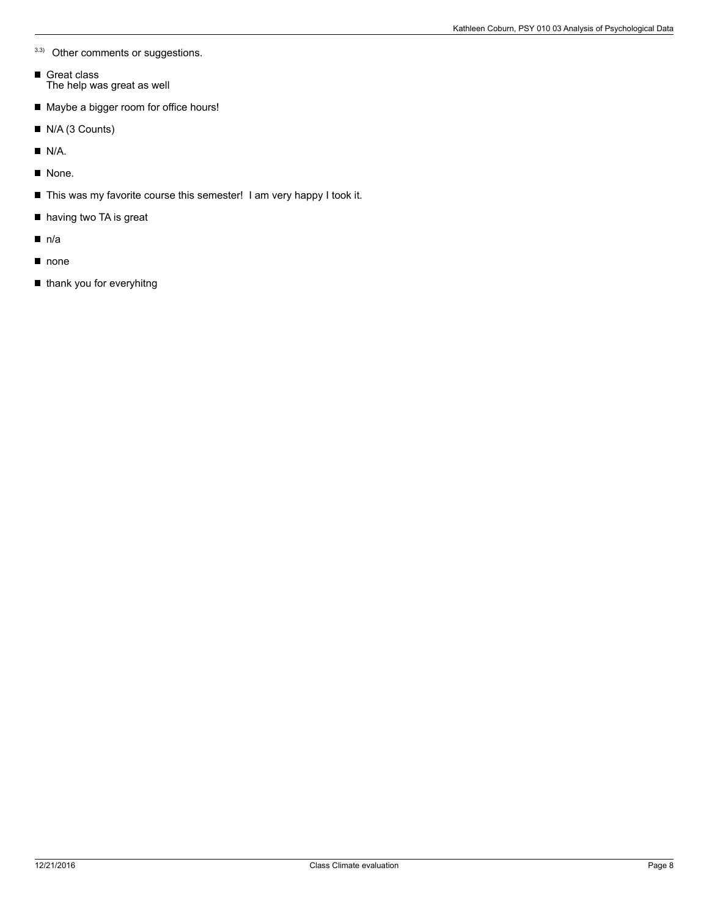3.3) Other comments or suggestions.

- Great class
  The help was great as well
- Maybe a bigger room for office hours!
- N/A (3 Counts)
- N/A.
- None.
- This was my favorite course this semester!  I am very happy I took it.
- having two TA is great
- n/a
- none
- thank you for everyhitng